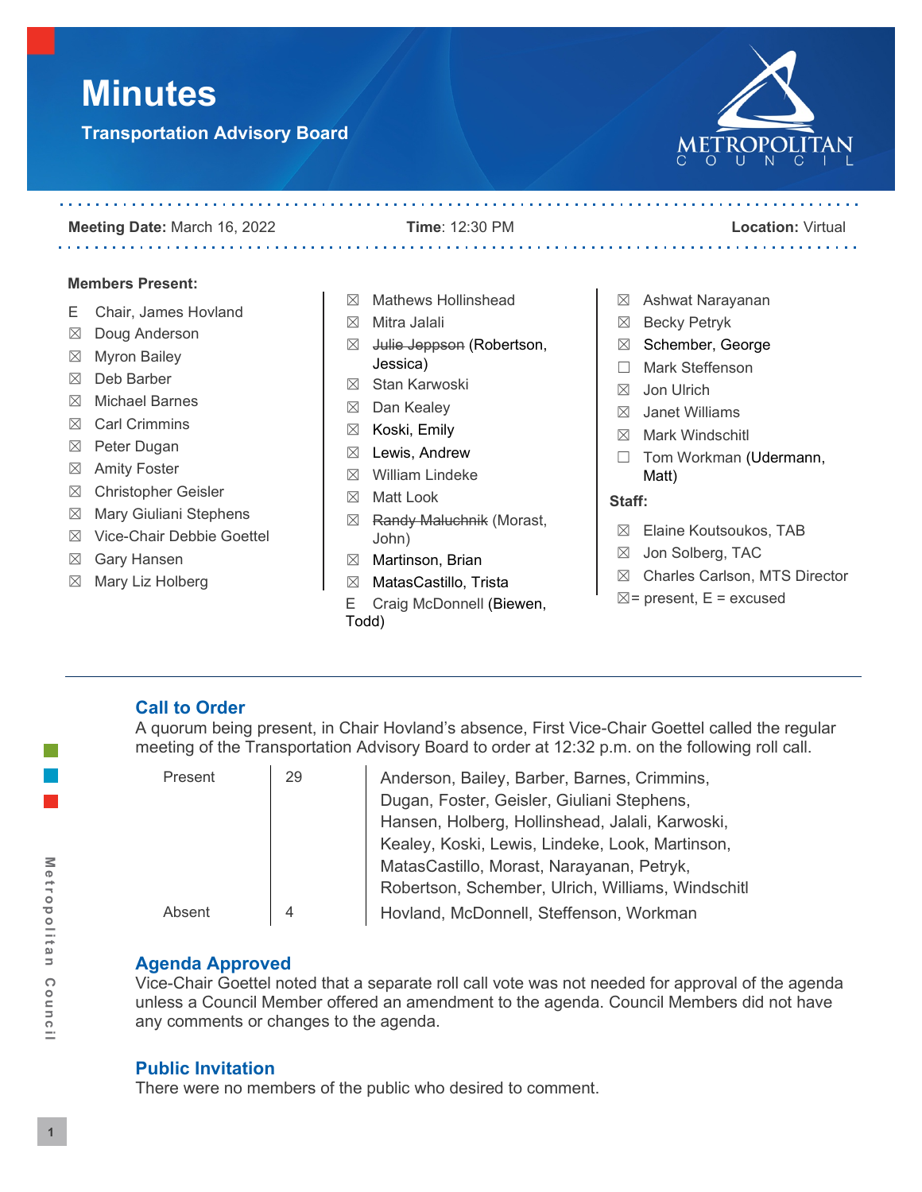# Minutes

**Transportation Advisory Board**

**Meeting Date:** March 16, 2022 **Time**: 12:30 PM **Location:** Virtual

**Members Present:**

- E Chair, James Hovland
- ☒ Doug Anderson
- ☒ Myron Bailey
- ☒ Deb Barber
- ☒ Michael Barnes
- ☒ Carl Crimmins
- ☒ Peter Dugan
- ☒ Amity Foster
- ☒ Christopher Geisler
- ☒ Mary Giuliani Stephens
- ☒ Vice-Chair Debbie Goettel
- ☒ Gary Hansen
- ☒ Mary Liz Holberg
- ☒ Mathews Hollinshead
- ☒ Mitra Jalali
- ☒ ~~Julie Jeppson~~ (Robertson, Jessica)
- ☒ Stan Karwoski
- ☒ Dan Kealey
- ☒ Koski, Emily
- ☒ Lewis, Andrew
- ☒ William Lindeke
- ☒ Matt Look
- ☒ ~~Randy Maluchnik~~ (Morast, John)
- ☒ Martinson, Brian
- ☒ MatasCastillo, Trista
- E Craig McDonnell (Biewen, Todd)
- ☒ Ashwat Narayanan
- ☒ Becky Petryk
- ☒ Schember, George
- ☐ Mark Steffenson
- ☒ Jon Ulrich
- ☒ Janet Williams
- ☒ Mark Windschitl
- ☐ Tom Workman (Udermann, Matt)

**Staff:**

- ☒ Elaine Koutsoukos, TAB
- ☒ Jon Solberg, TAC
- ☒ Charles Carlson, MTS Director

☒= present, E = excused

## Call to Order

A quorum being present, in Chair Hovland's absence, First Vice-Chair Goettel called the regular meeting of the Transportation Advisory Board to order at 12:32 p.m. on the following roll call.

| | | |
|---|---|---|
| Present | 29 | Anderson, Bailey, Barber, Barnes, Crimmins, Dugan, Foster, Geisler, Giuliani Stephens, Hansen, Holberg, Hollinshead, Jalali, Karwoski, Kealey, Koski, Lewis, Lindeke, Look, Martinson, MatasCastillo, Morast, Narayanan, Petryk, Robertson, Schember, Ulrich, Williams, Windschitl |
| Absent | 4 | Hovland, McDonnell, Steffenson, Workman |

## Agenda Approved

Vice-Chair Goettel noted that a separate roll call vote was not needed for approval of the agenda unless a Council Member offered an amendment to the agenda. Council Members did not have any comments or changes to the agenda.

## Public Invitation

There were no members of the public who desired to comment.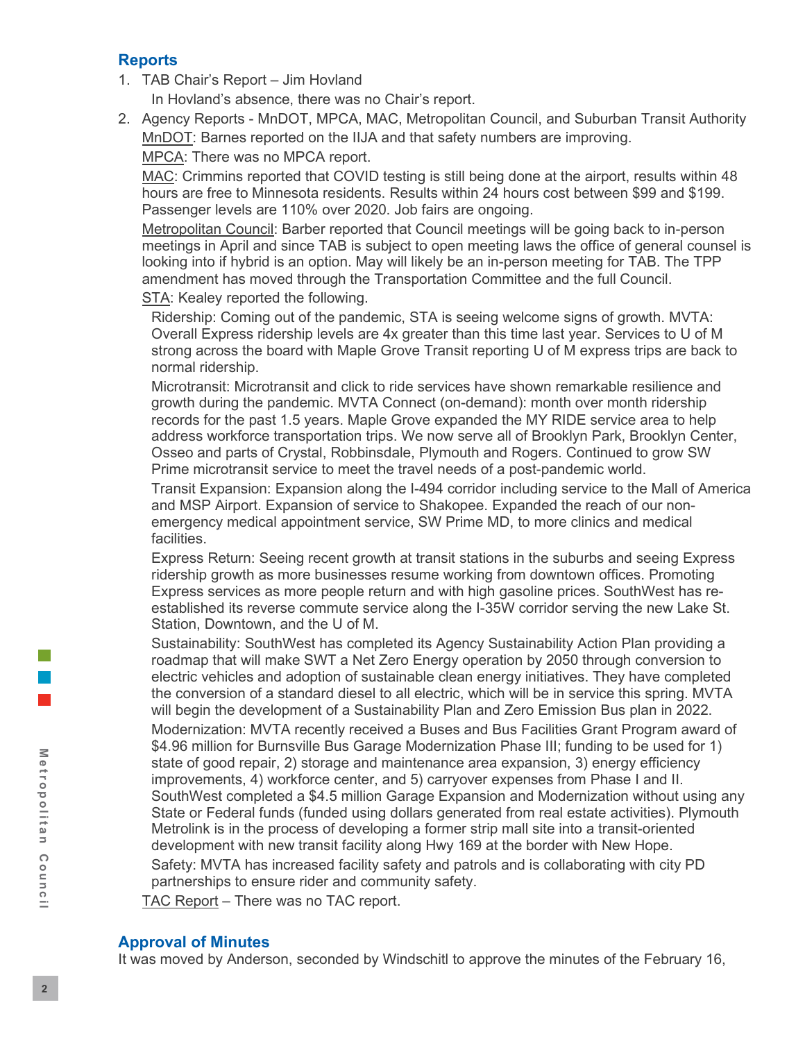## Reports

1. TAB Chair's Report – Jim Hovland

   In Hovland's absence, there was no Chair's report.

2. Agency Reports - MnDOT, MPCA, MAC, Metropolitan Council, and Suburban Transit Authority

   MnDOT: Barnes reported on the IIJA and that safety numbers are improving.

   MPCA: There was no MPCA report.

   MAC: Crimmins reported that COVID testing is still being done at the airport, results within 48 hours are free to Minnesota residents. Results within 24 hours cost between $99 and $199. Passenger levels are 110% over 2020. Job fairs are ongoing.

   Metropolitan Council: Barber reported that Council meetings will be going back to in-person meetings in April and since TAB is subject to open meeting laws the office of general counsel is looking into if hybrid is an option. May will likely be an in-person meeting for TAB. The TPP amendment has moved through the Transportation Committee and the full Council.

   STA: Kealey reported the following.

   Ridership: Coming out of the pandemic, STA is seeing welcome signs of growth. MVTA: Overall Express ridership levels are 4x greater than this time last year. Services to U of M strong across the board with Maple Grove Transit reporting U of M express trips are back to normal ridership.

   Microtransit: Microtransit and click to ride services have shown remarkable resilience and growth during the pandemic. MVTA Connect (on-demand): month over month ridership records for the past 1.5 years. Maple Grove expanded the MY RIDE service area to help address workforce transportation trips. We now serve all of Brooklyn Park, Brooklyn Center, Osseo and parts of Crystal, Robbinsdale, Plymouth and Rogers. Continued to grow SW Prime microtransit service to meet the travel needs of a post-pandemic world.

   Transit Expansion: Expansion along the I-494 corridor including service to the Mall of America and MSP Airport. Expansion of service to Shakopee. Expanded the reach of our non-emergency medical appointment service, SW Prime MD, to more clinics and medical facilities.

   Express Return: Seeing recent growth at transit stations in the suburbs and seeing Express ridership growth as more businesses resume working from downtown offices. Promoting Express services as more people return and with high gasoline prices. SouthWest has re-established its reverse commute service along the I-35W corridor serving the new Lake St. Station, Downtown, and the U of M.

   Sustainability: SouthWest has completed its Agency Sustainability Action Plan providing a roadmap that will make SWT a Net Zero Energy operation by 2050 through conversion to electric vehicles and adoption of sustainable clean energy initiatives. They have completed the conversion of a standard diesel to all electric, which will be in service this spring. MVTA will begin the development of a Sustainability Plan and Zero Emission Bus plan in 2022.

   Modernization: MVTA recently received a Buses and Bus Facilities Grant Program award of $4.96 million for Burnsville Bus Garage Modernization Phase III; funding to be used for 1) state of good repair, 2) storage and maintenance area expansion, 3) energy efficiency improvements, 4) workforce center, and 5) carryover expenses from Phase I and II. SouthWest completed a $4.5 million Garage Expansion and Modernization without using any State or Federal funds (funded using dollars generated from real estate activities). Plymouth Metrolink is in the process of developing a former strip mall site into a transit-oriented development with new transit facility along Hwy 169 at the border with New Hope.

   Safety: MVTA has increased facility safety and patrols and is collaborating with city PD partnerships to ensure rider and community safety.

   TAC Report – There was no TAC report.

## Approval of Minutes

It was moved by Anderson, seconded by Windschitl to approve the minutes of the February 16,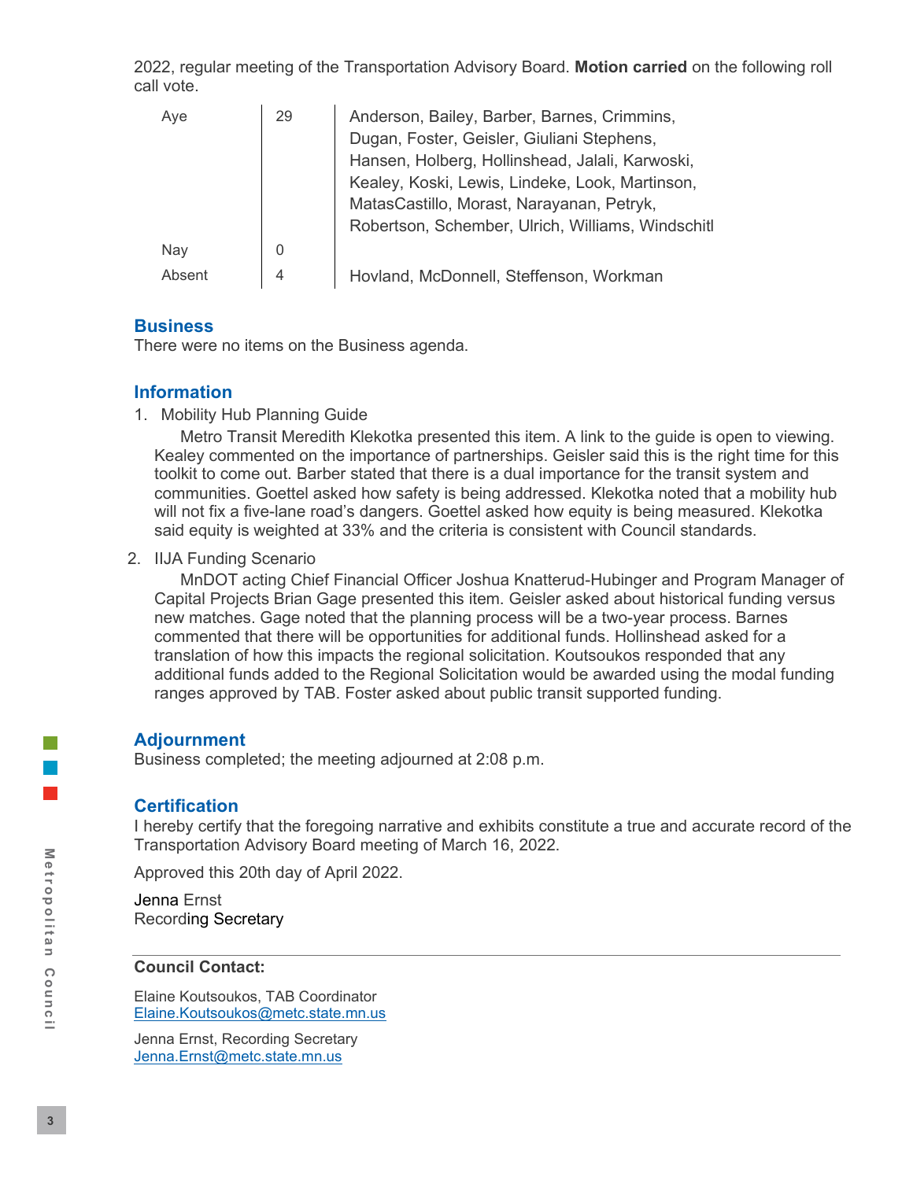2022, regular meeting of the Transportation Advisory Board. **Motion carried** on the following roll call vote.

| | | |
|---|---|---|
| Aye | 29 | Anderson, Bailey, Barber, Barnes, Crimmins, Dugan, Foster, Geisler, Giuliani Stephens, Hansen, Holberg, Hollinshead, Jalali, Karwoski, Kealey, Koski, Lewis, Lindeke, Look, Martinson, MatasCastillo, Morast, Narayanan, Petryk, Robertson, Schember, Ulrich, Williams, Windschitl |
| Nay | 0 | |
| Absent | 4 | Hovland, McDonnell, Steffenson, Workman |

## Business

There were no items on the Business agenda.

## Information

1. Mobility Hub Planning Guide

   Metro Transit Meredith Klekotka presented this item. A link to the guide is open to viewing. Kealey commented on the importance of partnerships. Geisler said this is the right time for this toolkit to come out. Barber stated that there is a dual importance for the transit system and communities. Goettel asked how safety is being addressed. Klekotka noted that a mobility hub will not fix a five-lane road's dangers. Goettel asked how equity is being measured. Klekotka said equity is weighted at 33% and the criteria is consistent with Council standards.

2. IIJA Funding Scenario

   MnDOT acting Chief Financial Officer Joshua Knatterud-Hubinger and Program Manager of Capital Projects Brian Gage presented this item. Geisler asked about historical funding versus new matches. Gage noted that the planning process will be a two-year process. Barnes commented that there will be opportunities for additional funds. Hollinshead asked for a translation of how this impacts the regional solicitation. Koutsoukos responded that any additional funds added to the Regional Solicitation would be awarded using the modal funding ranges approved by TAB. Foster asked about public transit supported funding.

## Adjournment

Business completed; the meeting adjourned at 2:08 p.m.

## Certification

I hereby certify that the foregoing narrative and exhibits constitute a true and accurate record of the Transportation Advisory Board meeting of March 16, 2022.

Approved this 20th day of April 2022.

Jenna Ernst
Recording Secretary

**Council Contact:**

Elaine Koutsoukos, TAB Coordinator
Elaine.Koutsoukos@metc.state.mn.us

Jenna Ernst, Recording Secretary
Jenna.Ernst@metc.state.mn.us